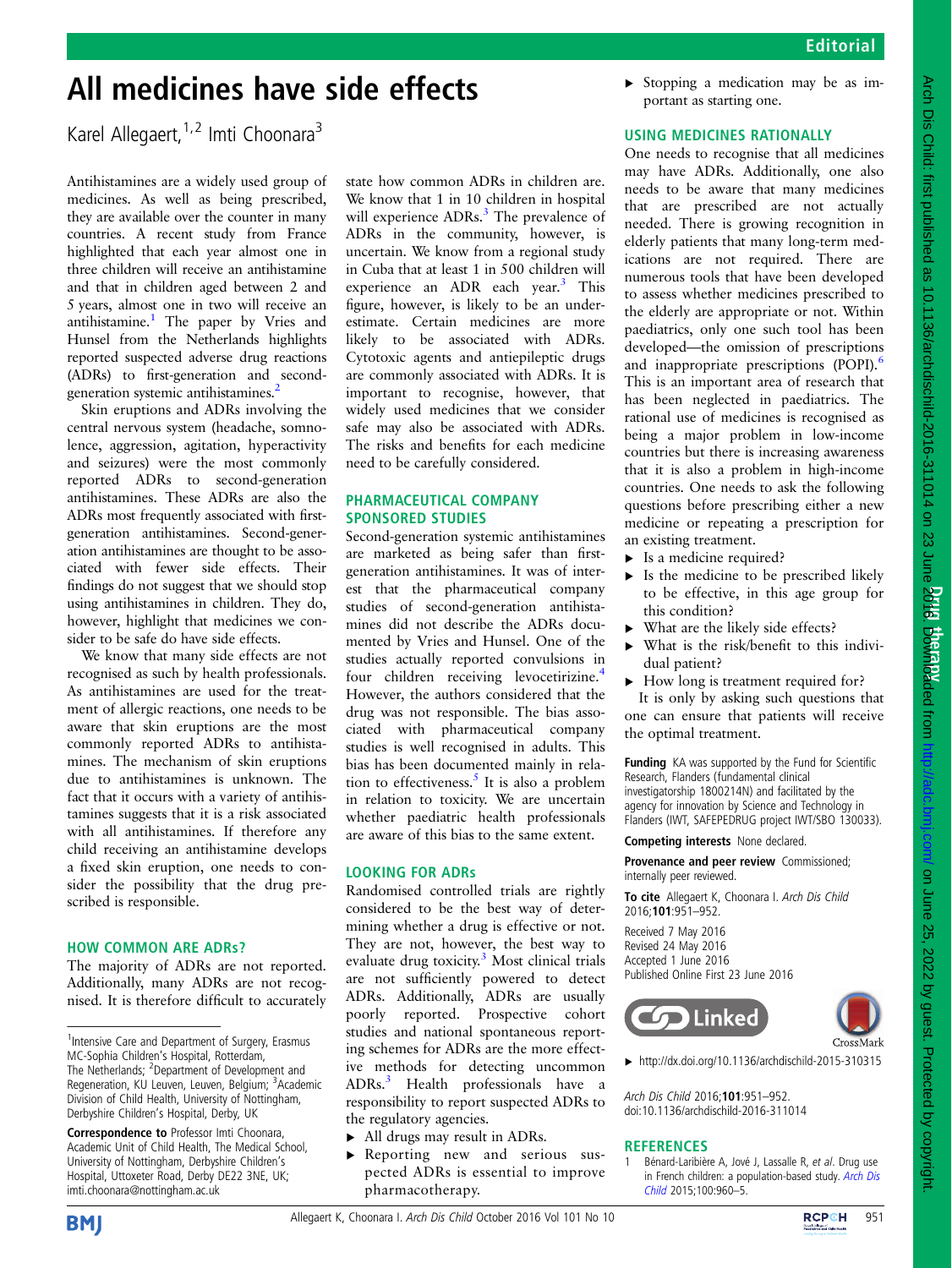# All medicines have side effects

Karel Allegaert,[1,2] Imti Choonara[3]

Antihistamines are a widely used group of medicines. As well as being prescribed, they are available over the counter in many countries. A recent study from France highlighted that each year almost one in three children will receive an antihistamine and that in children aged between 2 and 5 years, almost one in two will receive an antihistamine.[1] The paper by Vries and Hunsel from the Netherlands highlights reported suspected adverse drug reactions (ADRs) to first-generation and second-generation systemic antihistamines.[2]

Skin eruptions and ADRs involving the central nervous system (headache, somnolence, aggression, agitation, hyperactivity and seizures) were the most commonly reported ADRs to second-generation antihistamines. These ADRs are also the ADRs most frequently associated with first-generation antihistamines. Second-generation antihistamines are thought to be associated with fewer side effects. Their findings do not suggest that we should stop using antihistamines in children. They do, however, highlight that medicines we consider to be safe do have side effects.

We know that many side effects are not recognised as such by health professionals. As antihistamines are used for the treatment of allergic reactions, one needs to be aware that skin eruptions are the most commonly reported ADRs to antihistamines. The mechanism of skin eruptions due to antihistamines is unknown. The fact that it occurs with a variety of antihistamines suggests that it is a risk associated with all antihistamines. If therefore any child receiving an antihistamine develops a fixed skin eruption, one needs to consider the possibility that the drug prescribed is responsible.

## HOW COMMON ARE ADRs?

The majority of ADRs are not reported. Additionally, many ADRs are not recognised. It is therefore difficult to accurately state how common ADRs in children are. We know that 1 in 10 children in hospital will experience ADRs.[3] The prevalence of ADRs in the community, however, is uncertain. We know from a regional study in Cuba that at least 1 in 500 children will experience an ADR each year.[3] This figure, however, is likely to be an underestimate. Certain medicines are more likely to be associated with ADRs. Cytotoxic agents and antiepileptic drugs are commonly associated with ADRs. It is important to recognise, however, that widely used medicines that we consider safe may also be associated with ADRs. The risks and benefits for each medicine need to be carefully considered.

## PHARMACEUTICAL COMPANY SPONSORED STUDIES

Second-generation systemic antihistamines are marketed as being safer than first-generation antihistamines. It was of interest that the pharmaceutical company studies of second-generation antihistamines did not describe the ADRs documented by Vries and Hunsel. One of the studies actually reported convulsions in four children receiving levocetirizine.[4] However, the authors considered that the drug was not responsible. The bias associated with pharmaceutical company studies is well recognised in adults. This bias has been documented mainly in relation to effectiveness.[5] It is also a problem in relation to toxicity. We are uncertain whether paediatric health professionals are aware of this bias to the same extent.

## LOOKING FOR ADRs

Randomised controlled trials are rightly considered to be the best way of determining whether a drug is effective or not. They are not, however, the best way to evaluate drug toxicity.[3] Most clinical trials are not sufficiently powered to detect ADRs. Additionally, ADRs are usually poorly reported. Prospective cohort studies and national spontaneous reporting schemes for ADRs are the more effective methods for detecting uncommon ADRs.[3] Health professionals have a responsibility to report suspected ADRs to the regulatory agencies.

- All drugs may result in ADRs.
- Reporting new and serious suspected ADRs is essential to improve pharmacotherapy.
- Stopping a medication may be as important as starting one.

## USING MEDICINES RATIONALLY

One needs to recognise that all medicines may have ADRs. Additionally, one also needs to be aware that many medicines that are prescribed are not actually needed. There is growing recognition in elderly patients that many long-term medications are not required. There are numerous tools that have been developed to assess whether medicines prescribed to the elderly are appropriate or not. Within paediatrics, only one such tool has been developed—the omission of prescriptions and inappropriate prescriptions (POPI).[6] This is an important area of research that has been neglected in paediatrics. The rational use of medicines is recognised as being a major problem in low-income countries but there is increasing awareness that it is also a problem in high-income countries. One needs to ask the following questions before prescribing either a new medicine or repeating a prescription for an existing treatment.

- Is a medicine required?
- Is the medicine to be prescribed likely to be effective, in this age group for this condition?
- What are the likely side effects?
- What is the risk/benefit to this individual patient?
- How long is treatment required for?

It is only by asking such questions that one can ensure that patients will receive the optimal treatment.

**Funding** KA was supported by the Fund for Scientific Research, Flanders (fundamental clinical investigatorship 1800214N) and facilitated by the agency for innovation by Science and Technology in Flanders (IWT, SAFEPEDRUG project IWT/SBO 130033).

**Competing interests** None declared.

**Provenance and peer review** Commissioned; internally peer reviewed.

**To cite** Allegaert K, Choonara I. *Arch Dis Child* 2016;**101**:951–952.

Received 7 May 2016
Revised 24 May 2016
Accepted 1 June 2016
Published Online First 23 June 2016

► http://dx.doi.org/10.1136/archdischild-2015-310315

*Arch Dis Child* 2016;**101**:951–952.
doi:10.1136/archdischild-2016-311014

[1]Intensive Care and Department of Surgery, Erasmus MC-Sophia Children's Hospital, Rotterdam, The Netherlands; [2]Department of Development and Regeneration, KU Leuven, Leuven, Belgium; [3]Academic Division of Child Health, University of Nottingham, Derbyshire Children's Hospital, Derby, UK

**Correspondence to** Professor Imti Choonara, Academic Unit of Child Health, The Medical School, University of Nottingham, Derbyshire Children's Hospital, Uttoxeter Road, Derby DE22 3NE, UK; imti.choonara@nottingham.ac.uk

## REFERENCES

1. Bénard-Laribière A, Jové J, Lassalle R, *et al*. Drug use in French children: a population-based study. *Arch Dis Child* 2015;100:960–5.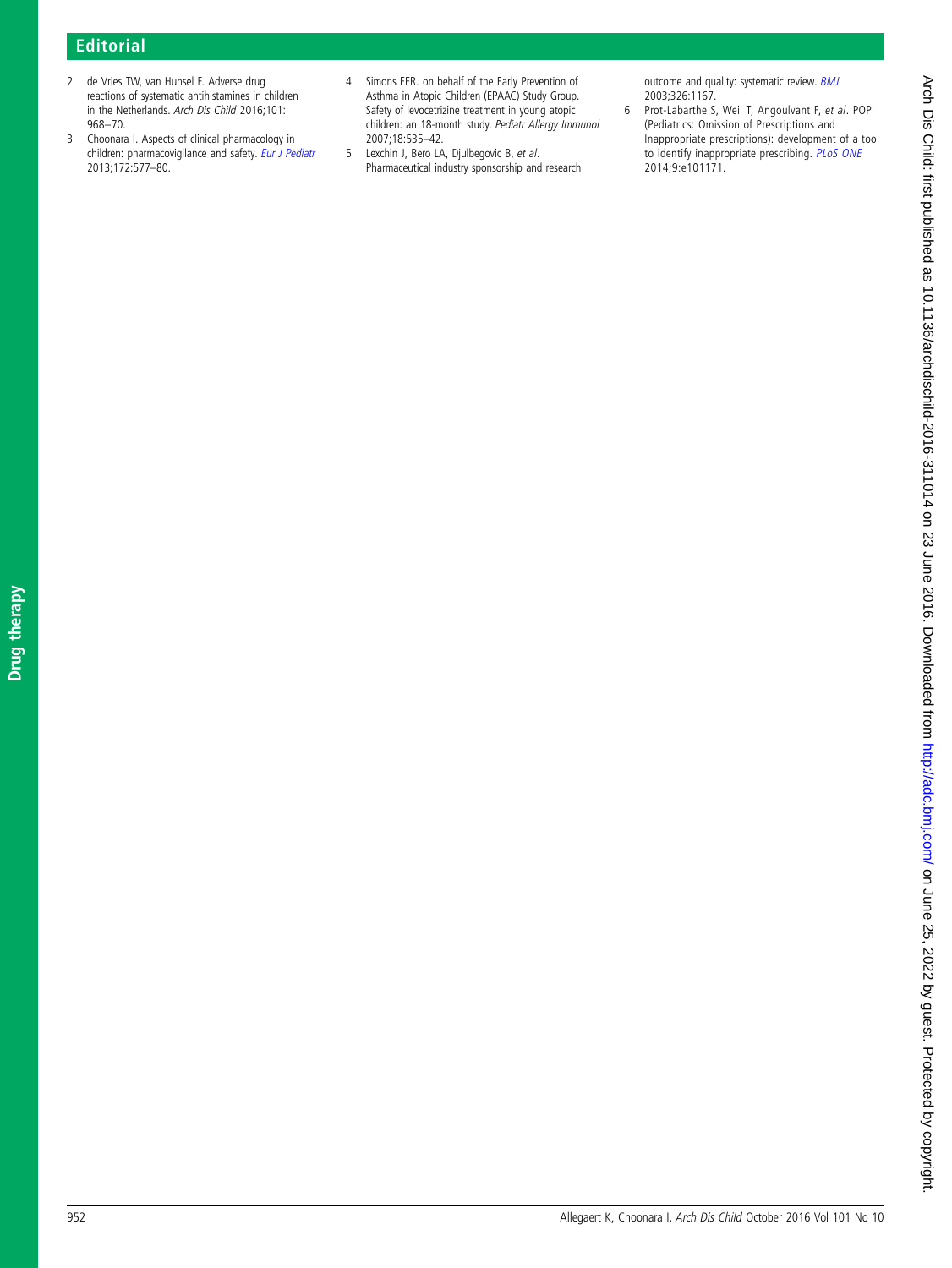2. de Vries TW, van Hunsel F. Adverse drug reactions of systematic antihistamines in children in the Netherlands. *Arch Dis Child* 2016;101:968–70.
3. Choonara I. Aspects of clinical pharmacology in children: pharmacovigilance and safety. *Eur J Pediatr* 2013;172:577–80.
4. Simons FER. on behalf of the Early Prevention of Asthma in Atopic Children (EPAAC) Study Group. Safety of levocetrizine treatment in young atopic children: an 18-month study. *Pediatr Allergy Immunol* 2007;18:535–42.
5. Lexchin J, Bero LA, Djulbegovic B, *et al*. Pharmaceutical industry sponsorship and research outcome and quality: systematic review. *BMJ* 2003;326:1167.
6. Prot-Labarthe S, Weil T, Angoulvant F, *et al*. POPI (Pediatrics: Omission of Prescriptions and Inappropriate prescriptions): development of a tool to identify inappropriate prescribing. *PLoS ONE* 2014;9:e101171.